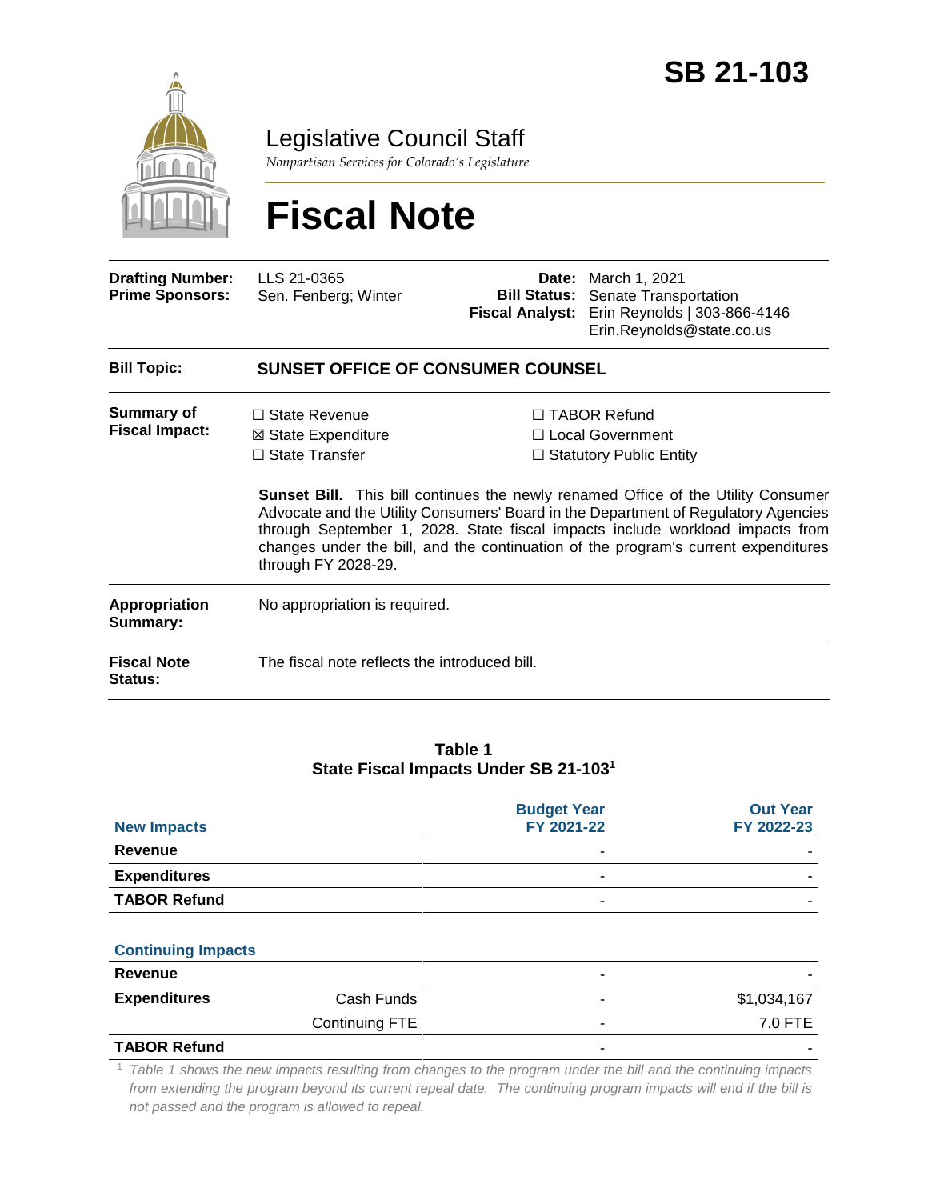# SB 21-103

## Legislative Council Staff

*Nonpartisan Services for Colorado's Legislature*

# Fiscal Note

| | | | |
|---|---|---|---|
| **Drafting Number:** | LLS 21-0365 | **Date:** | March 1, 2021 |
| **Prime Sponsors:** | Sen. Fenberg; Winter | **Bill Status:** | Senate Transportation |
| | | **Fiscal Analyst:** | Erin Reynolds \| 303-866-4146<br>Erin.Reynolds@state.co.us |

**Bill Topic:** **SUNSET OFFICE OF CONSUMER COUNSEL**

**Summary of Fiscal Impact:**

☐ State Revenue
☒ State Expenditure
☐ State Transfer
☐ TABOR Refund
☐ Local Government
☐ Statutory Public Entity

**Sunset Bill.** This bill continues the newly renamed Office of the Utility Consumer Advocate and the Utility Consumers' Board in the Department of Regulatory Agencies through September 1, 2028. State fiscal impacts include workload impacts from changes under the bill, and the continuation of the program's current expenditures through FY 2028-29.

**Appropriation Summary:** No appropriation is required.

**Fiscal Note Status:** The fiscal note reflects the introduced bill.

**Table 1**
**State Fiscal Impacts Under SB 21-103**[1]

| **New Impacts** | | **Budget Year FY 2021-22** | **Out Year FY 2022-23** |
|---|---|---|---|
| **Revenue** | | - | - |
| **Expenditures** | | - | - |
| **TABOR Refund** | | - | - |
| **Continuing Impacts** | | | |
| **Revenue** | | - | - |
| **Expenditures** | Cash Funds | - | $1,034,167 |
| | Continuing FTE | - | 7.0 FTE |
| **TABOR Refund** | | - | - |

[1] *Table 1 shows the new impacts resulting from changes to the program under the bill and the continuing impacts from extending the program beyond its current repeal date. The continuing program impacts will end if the bill is not passed and the program is allowed to repeal.*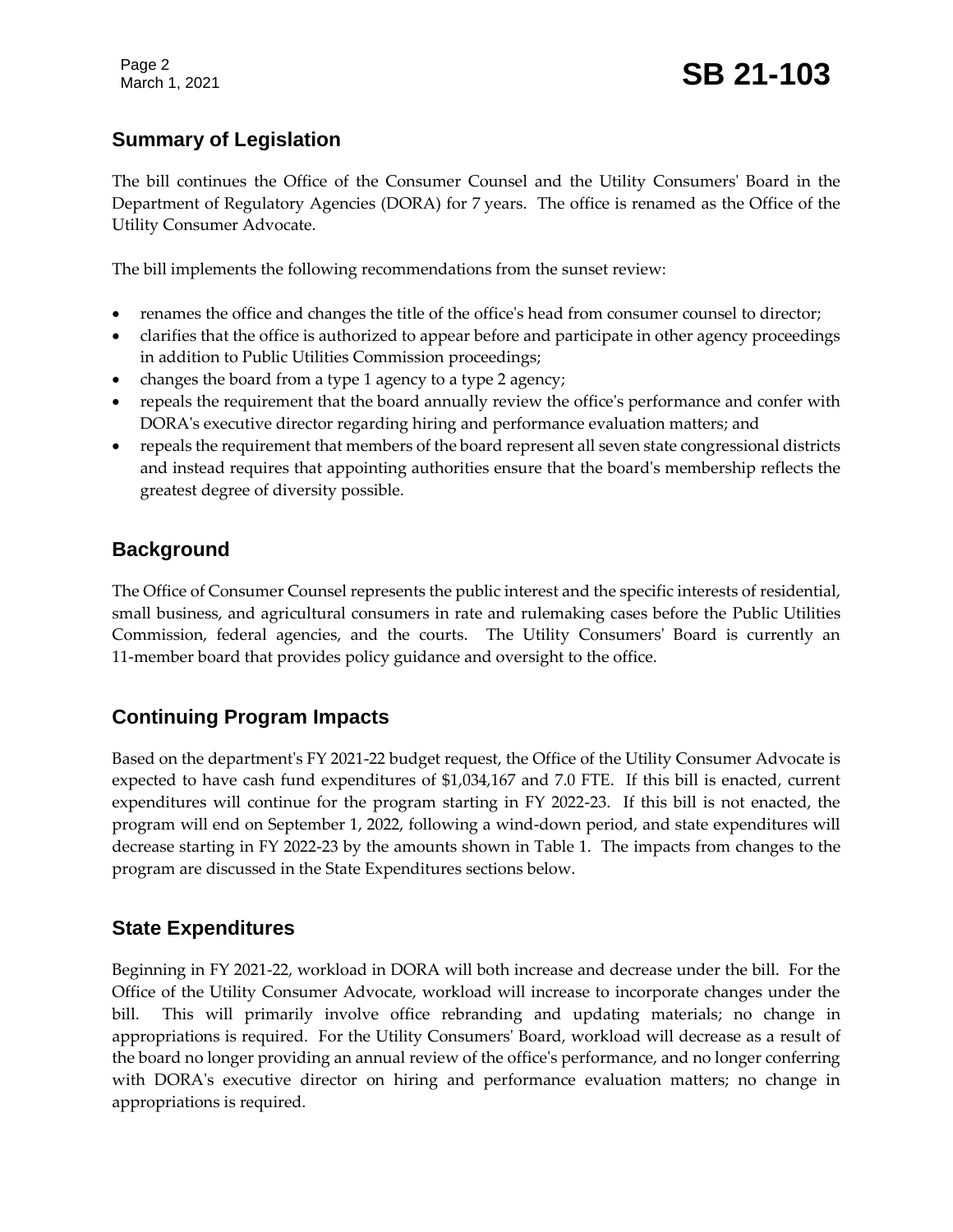## Summary of Legislation

The bill continues the Office of the Consumer Counsel and the Utility Consumers' Board in the Department of Regulatory Agencies (DORA) for 7 years. The office is renamed as the Office of the Utility Consumer Advocate.

The bill implements the following recommendations from the sunset review:

- renames the office and changes the title of the office's head from consumer counsel to director;
- clarifies that the office is authorized to appear before and participate in other agency proceedings in addition to Public Utilities Commission proceedings;
- changes the board from a type 1 agency to a type 2 agency;
- repeals the requirement that the board annually review the office's performance and confer with DORA's executive director regarding hiring and performance evaluation matters; and
- repeals the requirement that members of the board represent all seven state congressional districts and instead requires that appointing authorities ensure that the board's membership reflects the greatest degree of diversity possible.

## Background

The Office of Consumer Counsel represents the public interest and the specific interests of residential, small business, and agricultural consumers in rate and rulemaking cases before the Public Utilities Commission, federal agencies, and the courts. The Utility Consumers' Board is currently an 11-member board that provides policy guidance and oversight to the office.

## Continuing Program Impacts

Based on the department's FY 2021-22 budget request, the Office of the Utility Consumer Advocate is expected to have cash fund expenditures of $1,034,167 and 7.0 FTE. If this bill is enacted, current expenditures will continue for the program starting in FY 2022-23. If this bill is not enacted, the program will end on September 1, 2022, following a wind-down period, and state expenditures will decrease starting in FY 2022-23 by the amounts shown in Table 1. The impacts from changes to the program are discussed in the State Expenditures sections below.

## State Expenditures

Beginning in FY 2021-22, workload in DORA will both increase and decrease under the bill. For the Office of the Utility Consumer Advocate, workload will increase to incorporate changes under the bill. This will primarily involve office rebranding and updating materials; no change in appropriations is required. For the Utility Consumers' Board, workload will decrease as a result of the board no longer providing an annual review of the office's performance, and no longer conferring with DORA's executive director on hiring and performance evaluation matters; no change in appropriations is required.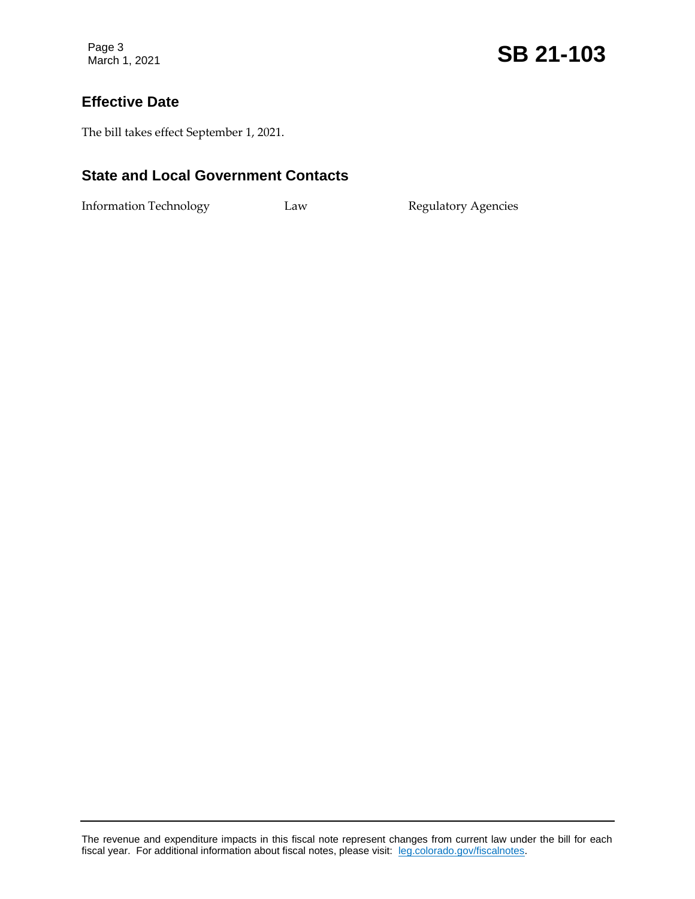## Effective Date

The bill takes effect September 1, 2021.

## State and Local Government Contacts

Information Technology    Law    Regulatory Agencies

The revenue and expenditure impacts in this fiscal note represent changes from current law under the bill for each fiscal year. For additional information about fiscal notes, please visit: leg.colorado.gov/fiscalnotes.